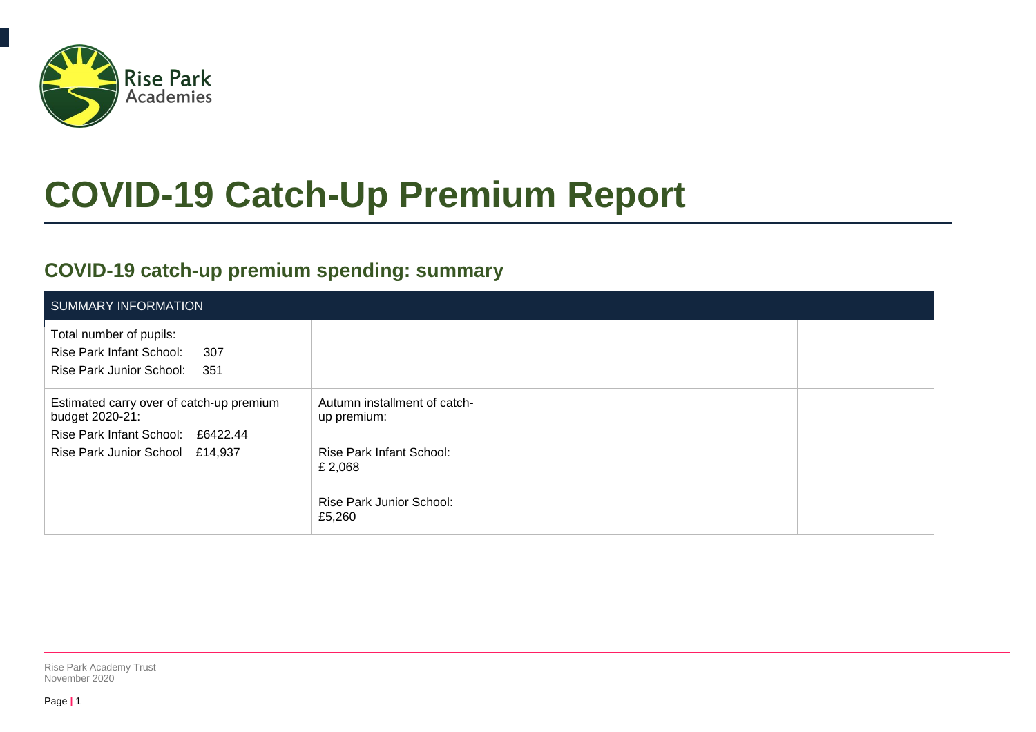# COVID-19 Catch-Up Premium Report

## COVID-19 catch-up premium spending: summary

| SUMMARY INFORMATION | | | |
|---|---|---|---|
| Total number of pupils:<br>Rise Park Infant School: 307<br>Rise Park Junior School: 351 | | | |
| Estimated carry over of catch-up premium budget 2020-21:<br>Rise Park Infant School: £6422.44<br>Rise Park Junior School £14,937 | Autumn installment of catch-up premium:<br><br>Rise Park Infant School: £ 2,068<br><br>Rise Park Junior School: £5,260 | | |

Rise Park Academy Trust
November 2020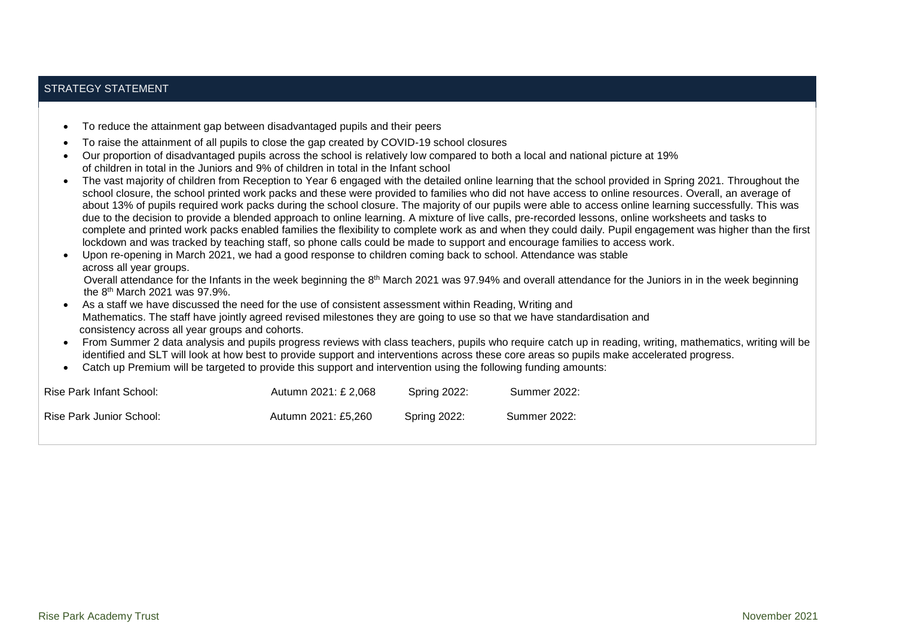## STRATEGY STATEMENT

- To reduce the attainment gap between disadvantaged pupils and their peers
- To raise the attainment of all pupils to close the gap created by COVID-19 school closures
- Our proportion of disadvantaged pupils across the school is relatively low compared to both a local and national picture at 19% of children in total in the Juniors and 9% of children in total in the Infant school
- The vast majority of children from Reception to Year 6 engaged with the detailed online learning that the school provided in Spring 2021. Throughout the school closure, the school printed work packs and these were provided to families who did not have access to online resources. Overall, an average of about 13% of pupils required work packs during the school closure. The majority of our pupils were able to access online learning successfully. This was due to the decision to provide a blended approach to online learning. A mixture of live calls, pre-recorded lessons, online worksheets and tasks to complete and printed work packs enabled families the flexibility to complete work as and when they could daily. Pupil engagement was higher than the first lockdown and was tracked by teaching staff, so phone calls could be made to support and encourage families to access work.
- Upon re-opening in March 2021, we had a good response to children coming back to school. Attendance was stable across all year groups.
  Overall attendance for the Infants in the week beginning the 8th March 2021 was 97.94% and overall attendance for the Juniors in in the week beginning the 8th March 2021 was 97.9%.
- As a staff we have discussed the need for the use of consistent assessment within Reading, Writing and Mathematics. The staff have jointly agreed revised milestones they are going to use so that we have standardisation and consistency across all year groups and cohorts.
- From Summer 2 data analysis and pupils progress reviews with class teachers, pupils who require catch up in reading, writing, mathematics, writing will be identified and SLT will look at how best to provide support and interventions across these core areas so pupils make accelerated progress.
- Catch up Premium will be targeted to provide this support and intervention using the following funding amounts:

| | | | |
|---|---|---|---|
| Rise Park Infant School: | Autumn 2021: £ 2,068 | Spring 2022: | Summer 2022: |
| Rise Park Junior School: | Autumn 2021: £5,260 | Spring 2022: | Summer 2022: |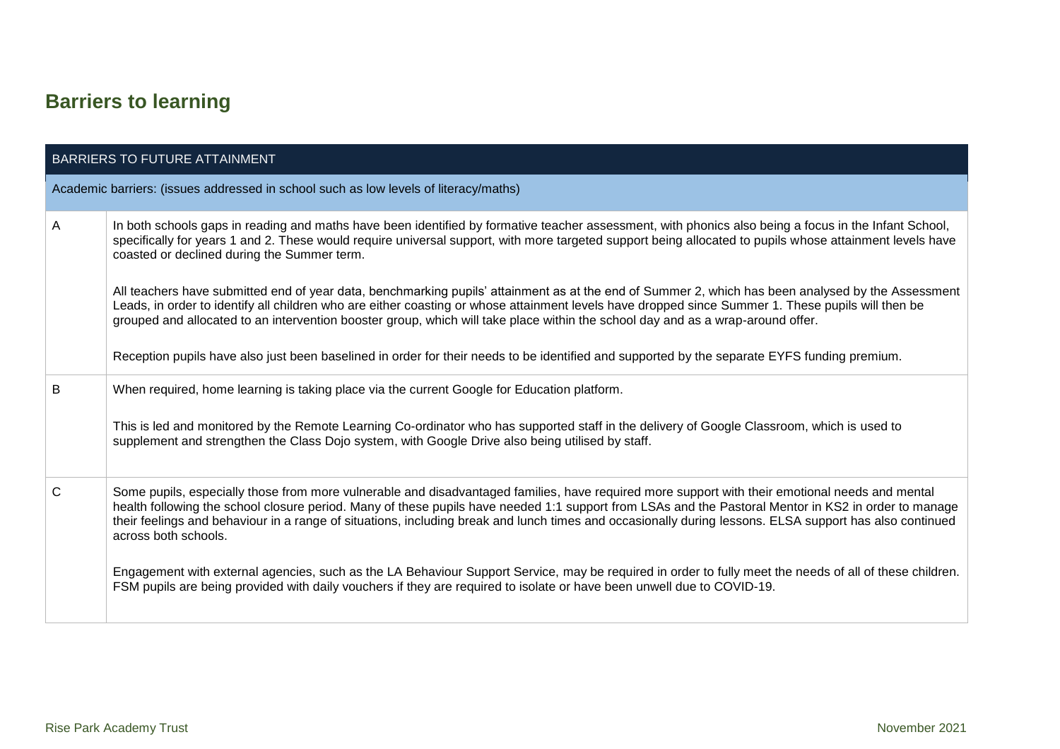## Barriers to learning

| BARRIERS TO FUTURE ATTAINMENT | |
|---|---|
| Academic barriers: (issues addressed in school such as low levels of literacy/maths) | |
| A | In both schools gaps in reading and maths have been identified by formative teacher assessment, with phonics also being a focus in the Infant School, specifically for years 1 and 2. These would require universal support, with more targeted support being allocated to pupils whose attainment levels have coasted or declined during the Summer term.<br><br>All teachers have submitted end of year data, benchmarking pupils' attainment as at the end of Summer 2, which has been analysed by the Assessment Leads, in order to identify all children who are either coasting or whose attainment levels have dropped since Summer 1. These pupils will then be grouped and allocated to an intervention booster group, which will take place within the school day and as a wrap-around offer.<br><br>Reception pupils have also just been baselined in order for their needs to be identified and supported by the separate EYFS funding premium. |
| B | When required, home learning is taking place via the current Google for Education platform.<br><br>This is led and monitored by the Remote Learning Co-ordinator who has supported staff in the delivery of Google Classroom, which is used to supplement and strengthen the Class Dojo system, with Google Drive also being utilised by staff. |
| C | Some pupils, especially those from more vulnerable and disadvantaged families, have required more support with their emotional needs and mental health following the school closure period. Many of these pupils have needed 1:1 support from LSAs and the Pastoral Mentor in KS2 in order to manage their feelings and behaviour in a range of situations, including break and lunch times and occasionally during lessons. ELSA support has also continued across both schools.<br><br>Engagement with external agencies, such as the LA Behaviour Support Service, may be required in order to fully meet the needs of all of these children. FSM pupils are being provided with daily vouchers if they are required to isolate or have been unwell due to COVID-19. |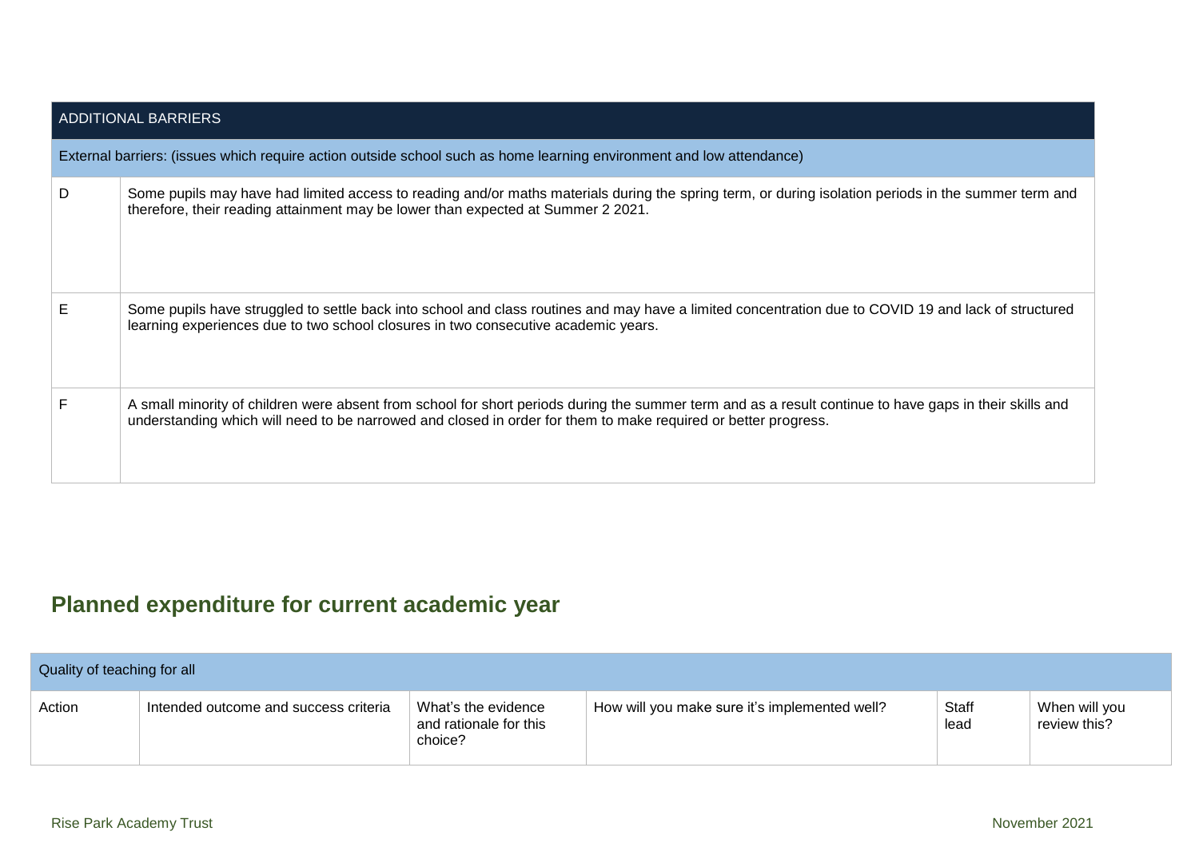| ADDITIONAL BARRIERS | |
|---|---|
| External barriers: (issues which require action outside school such as home learning environment and low attendance) | |
| D | Some pupils may have had limited access to reading and/or maths materials during the spring term, or during isolation periods in the summer term and therefore, their reading attainment may be lower than expected at Summer 2 2021. |
| E | Some pupils have struggled to settle back into school and class routines and may have a limited concentration due to COVID 19 and lack of structured learning experiences due to two school closures in two consecutive academic years. |
| F | A small minority of children were absent from school for short periods during the summer term and as a result continue to have gaps in their skills and understanding which will need to be narrowed and closed in order for them to make required or better progress. |

## Planned expenditure for current academic year

| Quality of teaching for all | | | | | |
|---|---|---|---|---|---|
| Action | Intended outcome and success criteria | What's the evidence and rationale for this choice? | How will you make sure it's implemented well? | Staff lead | When will you review this? |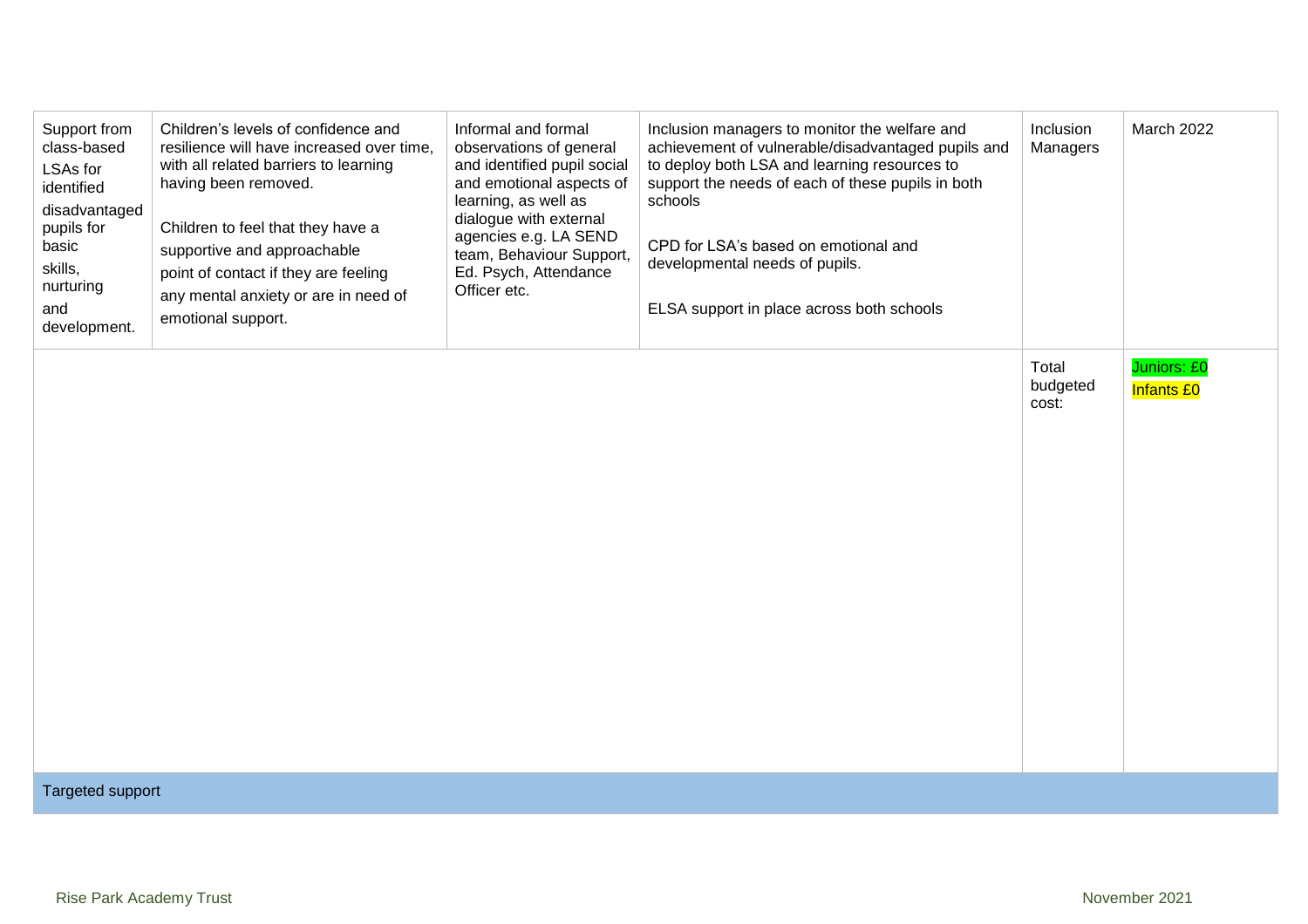| | | | | | |
|---|---|---|---|---|---|
| Support from class-based LSAs for identified disadvantaged pupils for basic skills, nurturing and development. | Children's levels of confidence and resilience will have increased over time, with all related barriers to learning having been removed.<br><br>Children to feel that they have a supportive and approachable point of contact if they are feeling any mental anxiety or are in need of emotional support. | Informal and formal observations of general and identified pupil social and emotional aspects of learning, as well as dialogue with external agencies e.g. LA SEND team, Behaviour Support, Ed. Psych, Attendance Officer etc. | Inclusion managers to monitor the welfare and achievement of vulnerable/disadvantaged pupils and to deploy both LSA and learning resources to support the needs of each of these pupils in both schools<br><br>CPD for LSA's based on emotional and developmental needs of pupils.<br><br>ELSA support in place across both schools | Inclusion Managers | March 2022 |
| | | | | Total budgeted cost: | Juniors: £0<br>Infants £0 |
| Targeted support | | | | | |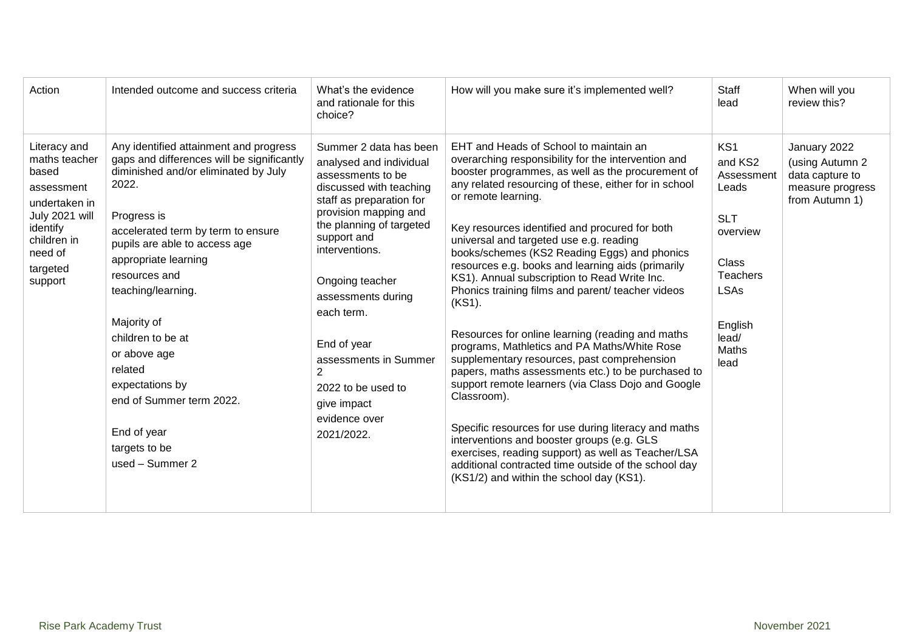| Action | Intended outcome and success criteria | What's the evidence and rationale for this choice? | How will you make sure it's implemented well? | Staff lead | When will you review this? |
|---|---|---|---|---|---|
| Literacy and maths teacher based assessment undertaken in July 2021 will identify children in need of targeted support | Any identified attainment and progress gaps and differences will be significantly diminished and/or eliminated by July 2022.<br><br>Progress is accelerated term by term to ensure pupils are able to access age appropriate learning resources and teaching/learning.<br><br>Majority of children to be at or above age related expectations by end of Summer term 2022.<br><br>End of year targets to be used – Summer 2 | Summer 2 data has been analysed and individual assessments to be discussed with teaching staff as preparation for provision mapping and the planning of targeted support and interventions.<br><br>Ongoing teacher assessments during each term.<br><br>End of year assessments in Summer 2 2022 to be used to give impact evidence over 2021/2022. | EHT and Heads of School to maintain an overarching responsibility for the intervention and booster programmes, as well as the procurement of any related resourcing of these, either for in school or remote learning.<br><br>Key resources identified and procured for both universal and targeted use e.g. reading books/schemes (KS2 Reading Eggs) and phonics resources e.g. books and learning aids (primarily KS1). Annual subscription to Read Write Inc. Phonics training films and parent/ teacher videos (KS1).<br><br>Resources for online learning (reading and maths programs, Mathletics and PA Maths/White Rose supplementary resources, past comprehension papers, maths assessments etc.) to be purchased to support remote learners (via Class Dojo and Google Classroom).<br><br>Specific resources for use during literacy and maths interventions and booster groups (e.g. GLS exercises, reading support) as well as Teacher/LSA additional contracted time outside of the school day (KS1/2) and within the school day (KS1). | KS1 and KS2 Assessment Leads<br><br>SLT overview<br><br>Class Teachers LSAs<br><br>English lead/ Maths lead | January 2022 (using Autumn 2 data capture to measure progress from Autumn 1) |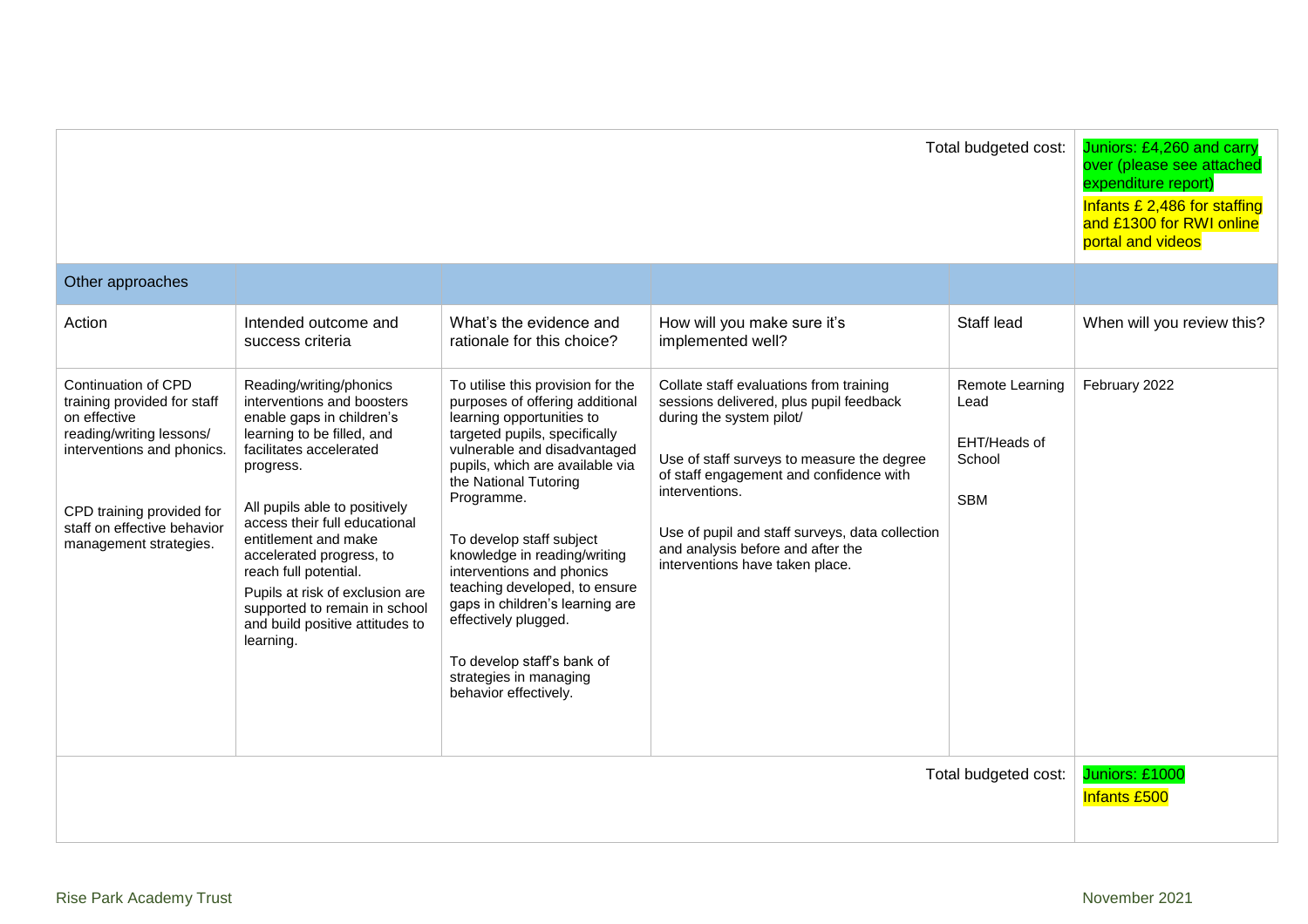| | | | | Total budgeted cost: | Juniors: £4,260 and carry over (please see attached expenditure report)<br>Infants £ 2,486 for staffing and £1300 for RWI online portal and videos |
|---|---|---|---|---|---|
| **Other approaches** | | | | | |
| Action | Intended outcome and success criteria | What's the evidence and rationale for this choice? | How will you make sure it's implemented well? | Staff lead | When will you review this? |
| Continuation of CPD training provided for staff on effective reading/writing lessons/ interventions and phonics.<br><br>CPD training provided for staff on effective behavior management strategies. | Reading/writing/phonics interventions and boosters enable gaps in children's learning to be filled, and facilitates accelerated progress.<br><br>All pupils able to positively access their full educational entitlement and make accelerated progress, to reach full potential.<br>Pupils at risk of exclusion are supported to remain in school and build positive attitudes to learning. | To utilise this provision for the purposes of offering additional learning opportunities to targeted pupils, specifically vulnerable and disadvantaged pupils, which are available via the National Tutoring Programme.<br><br>To develop staff subject knowledge in reading/writing interventions and phonics teaching developed, to ensure gaps in children's learning are effectively plugged.<br><br>To develop staff's bank of strategies in managing behavior effectively. | Collate staff evaluations from training sessions delivered, plus pupil feedback during the system pilot/<br><br>Use of staff surveys to measure the degree of staff engagement and confidence with interventions.<br><br>Use of pupil and staff surveys, data collection and analysis before and after the interventions have taken place. | Remote Learning Lead<br><br>EHT/Heads of School<br><br>SBM | February 2022 |
| | | | | Total budgeted cost: | Juniors: £1000<br>Infants £500 |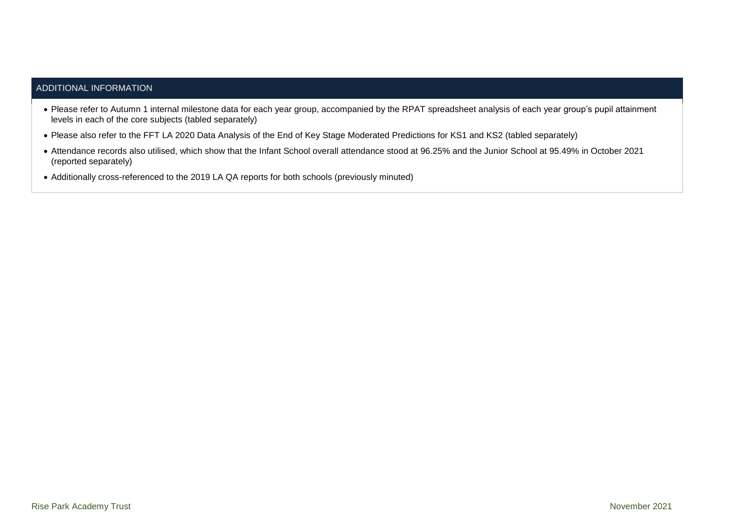## ADDITIONAL INFORMATION

- Please refer to Autumn 1 internal milestone data for each year group, accompanied by the RPAT spreadsheet analysis of each year group's pupil attainment levels in each of the core subjects (tabled separately)
- Please also refer to the FFT LA 2020 Data Analysis of the End of Key Stage Moderated Predictions for KS1 and KS2 (tabled separately)
- Attendance records also utilised, which show that the Infant School overall attendance stood at 96.25% and the Junior School at 95.49% in October 2021 (reported separately)
- Additionally cross-referenced to the 2019 LA QA reports for both schools (previously minuted)